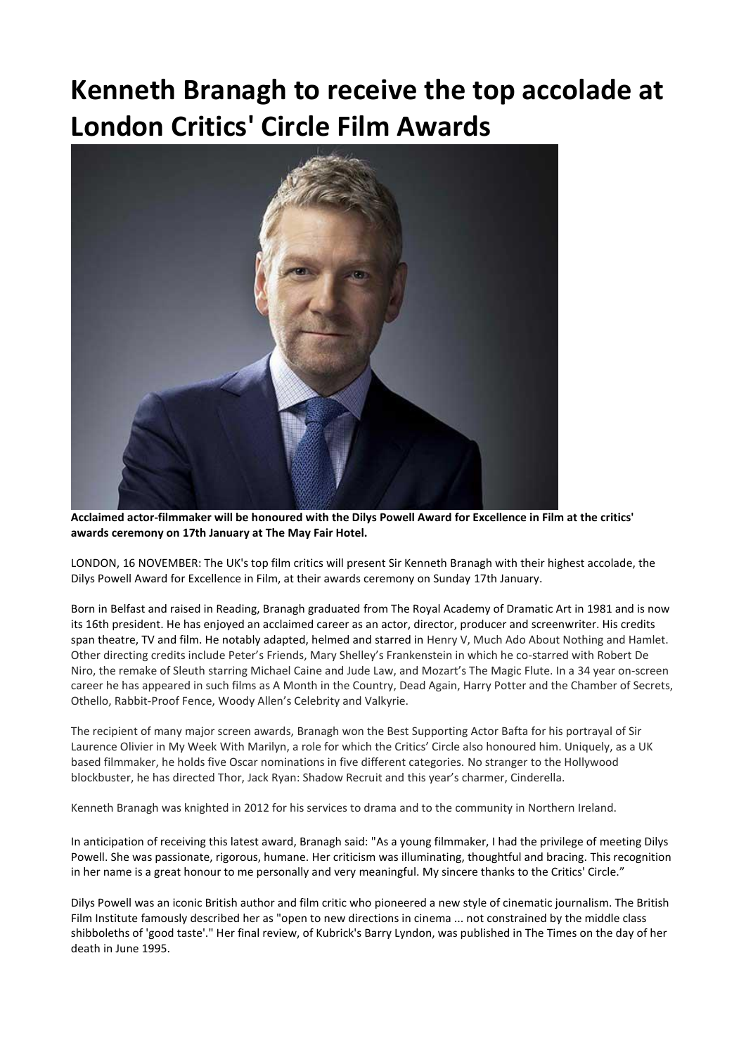# Kenneth Branagh to receive the top accolade at London Critics' Circle Film Awards

**Acclaimed actor-filmmaker will be honoured with the Dilys Powell Award for Excellence in Film at the critics' awards ceremony on 17th January at The May Fair Hotel.**

LONDON, 16 NOVEMBER: The UK's top film critics will present Sir Kenneth Branagh with their highest accolade, the Dilys Powell Award for Excellence in Film, at their awards ceremony on Sunday 17th January.

Born in Belfast and raised in Reading, Branagh graduated from The Royal Academy of Dramatic Art in 1981 and is now its 16th president. He has enjoyed an acclaimed career as an actor, director, producer and screenwriter. His credits span theatre, TV and film. He notably adapted, helmed and starred in Henry V, Much Ado About Nothing and Hamlet. Other directing credits include Peter's Friends, Mary Shelley's Frankenstein in which he co-starred with Robert De Niro, the remake of Sleuth starring Michael Caine and Jude Law, and Mozart's The Magic Flute. In a 34 year on-screen career he has appeared in such films as A Month in the Country, Dead Again, Harry Potter and the Chamber of Secrets, Othello, Rabbit-Proof Fence, Woody Allen's Celebrity and Valkyrie.

The recipient of many major screen awards, Branagh won the Best Supporting Actor Bafta for his portrayal of Sir Laurence Olivier in My Week With Marilyn, a role for which the Critics' Circle also honoured him. Uniquely, as a UK based filmmaker, he holds five Oscar nominations in five different categories. No stranger to the Hollywood blockbuster, he has directed Thor, Jack Ryan: Shadow Recruit and this year's charmer, Cinderella.

Kenneth Branagh was knighted in 2012 for his services to drama and to the community in Northern Ireland.

In anticipation of receiving this latest award, Branagh said: "As a young filmmaker, I had the privilege of meeting Dilys Powell. She was passionate, rigorous, humane. Her criticism was illuminating, thoughtful and bracing. This recognition in her name is a great honour to me personally and very meaningful. My sincere thanks to the Critics' Circle."

Dilys Powell was an iconic British author and film critic who pioneered a new style of cinematic journalism. The British Film Institute famously described her as "open to new directions in cinema ... not constrained by the middle class shibboleths of 'good taste'." Her final review, of Kubrick's Barry Lyndon, was published in The Times on the day of her death in June 1995.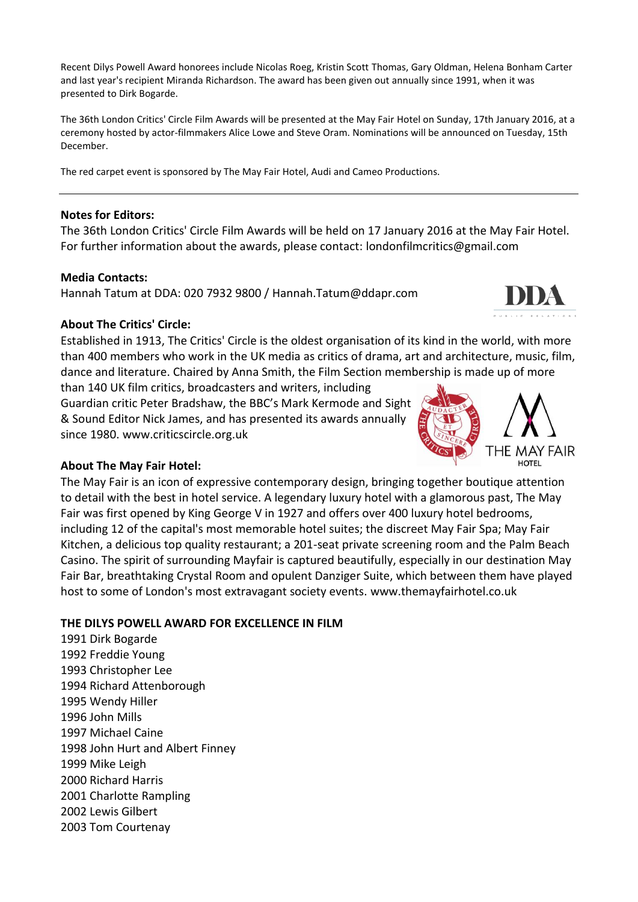Recent Dilys Powell Award honorees include Nicolas Roeg, Kristin Scott Thomas, Gary Oldman, Helena Bonham Carter and last year's recipient Miranda Richardson. The award has been given out annually since 1991, when it was presented to Dirk Bogarde.

The 36th London Critics' Circle Film Awards will be presented at the May Fair Hotel on Sunday, 17th January 2016, at a ceremony hosted by actor-filmmakers Alice Lowe and Steve Oram. Nominations will be announced on Tuesday, 15th December.

The red carpet event is sponsored by The May Fair Hotel, Audi and Cameo Productions.

---

**Notes for Editors:**
The 36th London Critics' Circle Film Awards will be held on 17 January 2016 at the May Fair Hotel. For further information about the awards, please contact: londonfilmcritics@gmail.com

**Media Contacts:**
Hannah Tatum at DDA: 020 7932 9800 / Hannah.Tatum@ddapr.com

**About The Critics' Circle:**
Established in 1913, The Critics' Circle is the oldest organisation of its kind in the world, with more than 400 members who work in the UK media as critics of drama, art and architecture, music, film, dance and literature. Chaired by Anna Smith, the Film Section membership is made up of more than 140 UK film critics, broadcasters and writers, including Guardian critic Peter Bradshaw, the BBC's Mark Kermode and Sight & Sound Editor Nick James, and has presented its awards annually since 1980. www.criticscircle.org.uk

**About The May Fair Hotel:**
The May Fair is an icon of expressive contemporary design, bringing together boutique attention to detail with the best in hotel service. A legendary luxury hotel with a glamorous past, The May Fair was first opened by King George V in 1927 and offers over 400 luxury hotel bedrooms, including 12 of the capital's most memorable hotel suites; the discreet May Fair Spa; May Fair Kitchen, a delicious top quality restaurant; a 201-seat private screening room and the Palm Beach Casino. The spirit of surrounding Mayfair is captured beautifully, especially in our destination May Fair Bar, breathtaking Crystal Room and opulent Danziger Suite, which between them have played host to some of London's most extravagant society events. www.themayfairhotel.co.uk

**THE DILYS POWELL AWARD FOR EXCELLENCE IN FILM**
1991 Dirk Bogarde
1992 Freddie Young
1993 Christopher Lee
1994 Richard Attenborough
1995 Wendy Hiller
1996 John Mills
1997 Michael Caine
1998 John Hurt and Albert Finney
1999 Mike Leigh
2000 Richard Harris
2001 Charlotte Rampling
2002 Lewis Gilbert
2003 Tom Courtenay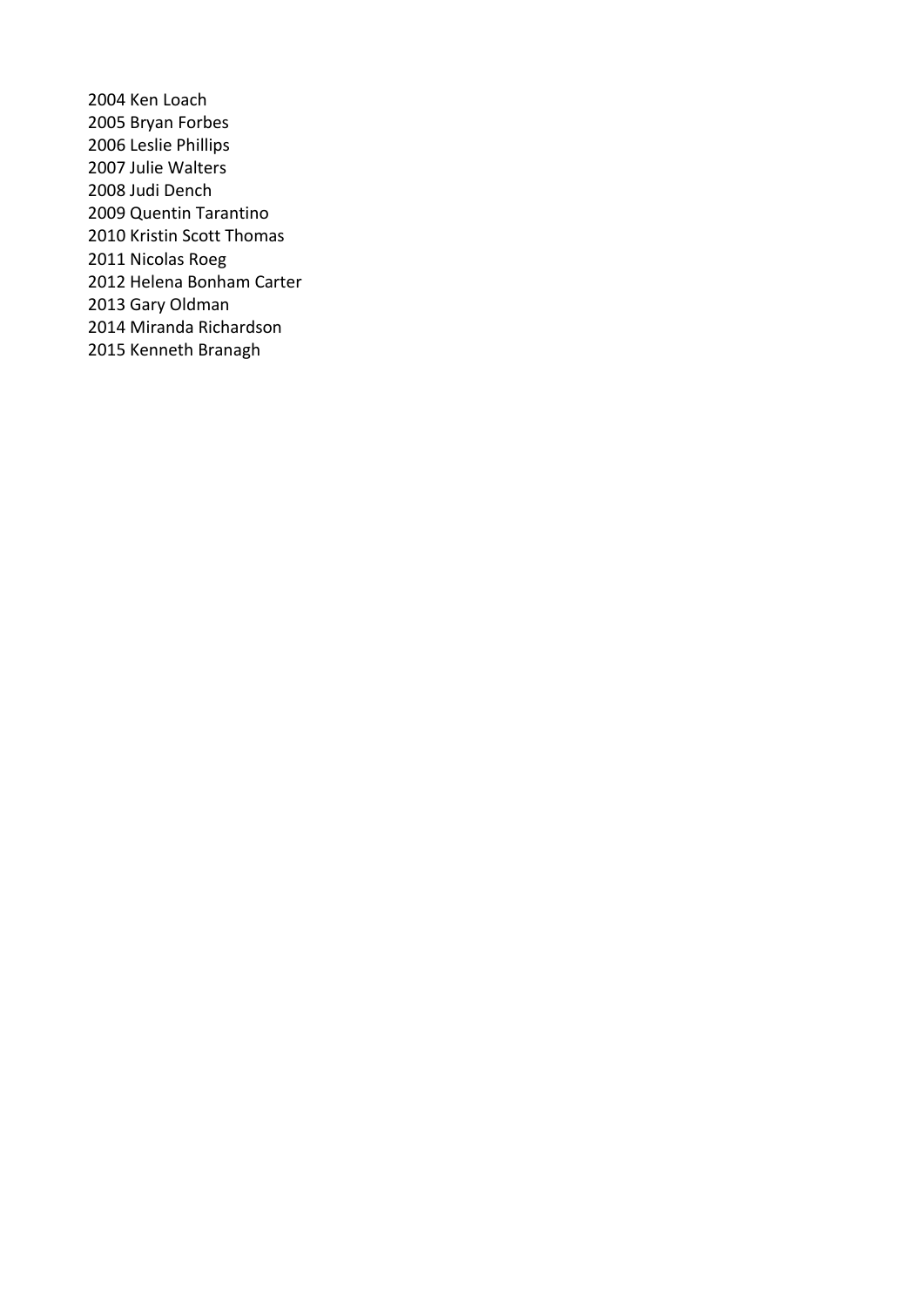2004 Ken Loach
2005 Bryan Forbes
2006 Leslie Phillips
2007 Julie Walters
2008 Judi Dench
2009 Quentin Tarantino
2010 Kristin Scott Thomas
2011 Nicolas Roeg
2012 Helena Bonham Carter
2013 Gary Oldman
2014 Miranda Richardson
2015 Kenneth Branagh